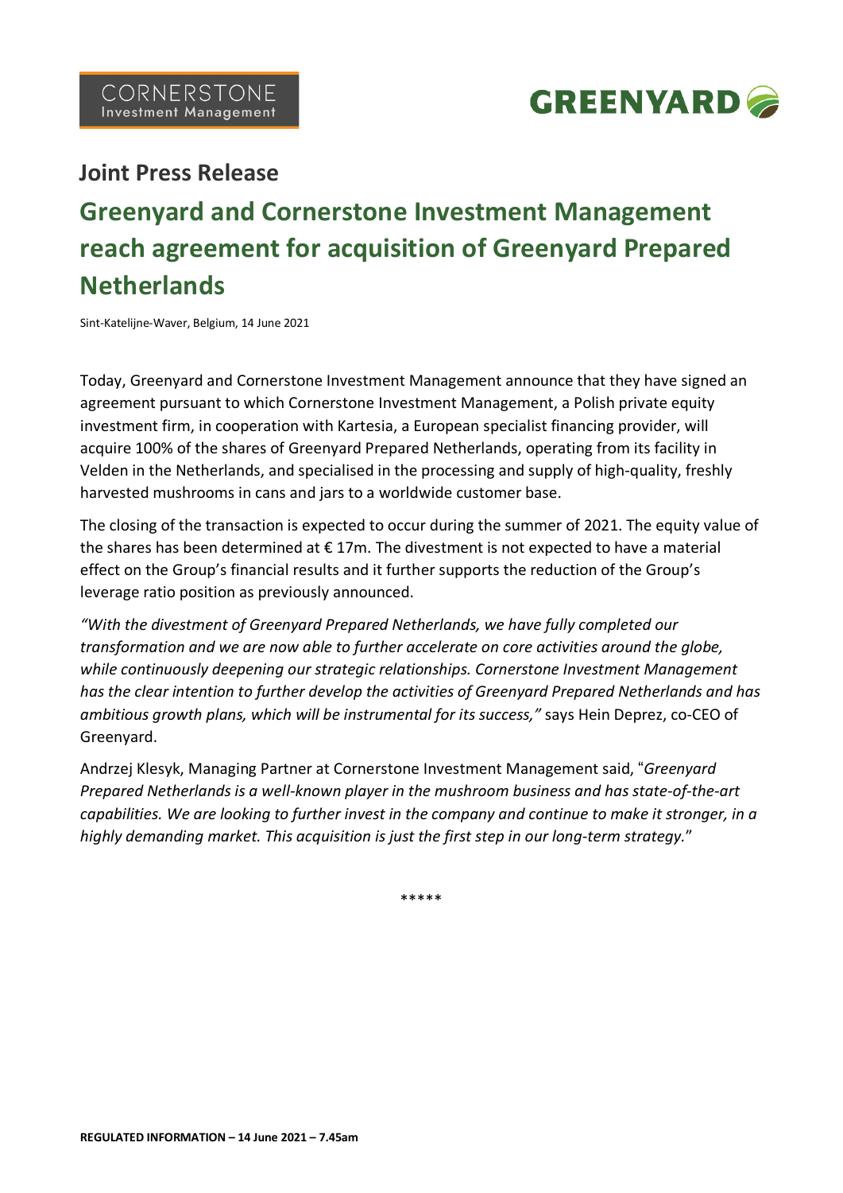CORNERSTONE Investment Management

GREENYARD

## Joint Press Release

# Greenyard and Cornerstone Investment Management reach agreement for acquisition of Greenyard Prepared Netherlands

Sint-Katelijne-Waver, Belgium, 14 June 2021

Today, Greenyard and Cornerstone Investment Management announce that they have signed an agreement pursuant to which Cornerstone Investment Management, a Polish private equity investment firm, in cooperation with Kartesia, a European specialist financing provider, will acquire 100% of the shares of Greenyard Prepared Netherlands, operating from its facility in Velden in the Netherlands, and specialised in the processing and supply of high-quality, freshly harvested mushrooms in cans and jars to a worldwide customer base.

The closing of the transaction is expected to occur during the summer of 2021. The equity value of the shares has been determined at € 17m. The divestment is not expected to have a material effect on the Group's financial results and it further supports the reduction of the Group's leverage ratio position as previously announced.

*"With the divestment of Greenyard Prepared Netherlands, we have fully completed our transformation and we are now able to further accelerate on core activities around the globe, while continuously deepening our strategic relationships. Cornerstone Investment Management has the clear intention to further develop the activities of Greenyard Prepared Netherlands and has ambitious growth plans, which will be instrumental for its success,"* says Hein Deprez, co-CEO of Greenyard.

Andrzej Klesyk, Managing Partner at Cornerstone Investment Management said, "*Greenyard Prepared Netherlands is a well-known player in the mushroom business and has state-of-the-art capabilities. We are looking to further invest in the company and continue to make it stronger, in a highly demanding market. This acquisition is just the first step in our long-term strategy.*"

*****

**REGULATED INFORMATION – 14 June 2021 – 7.45am**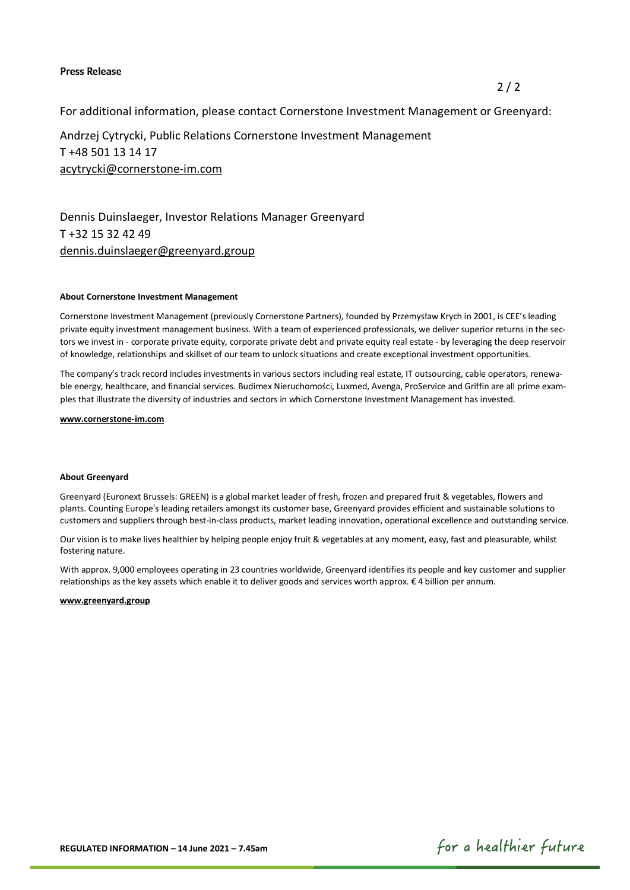For additional information, please contact Cornerstone Investment Management or Greenyard:

Andrzej Cytrycki, Public Relations Cornerstone Investment Management
T +48 501 13 14 17
acytrycki@cornerstone-im.com

Dennis Duinslaeger, Investor Relations Manager Greenyard
T +32 15 32 42 49
dennis.duinslaeger@greenyard.group

**About Cornerstone Investment Management**

Cornerstone Investment Management (previously Cornerstone Partners), founded by Przemysław Krych in 2001, is CEE's leading private equity investment management business. With a team of experienced professionals, we deliver superior returns in the sectors we invest in - corporate private equity, corporate private debt and private equity real estate - by leveraging the deep reservoir of knowledge, relationships and skillset of our team to unlock situations and create exceptional investment opportunities.

The company's track record includes investments in various sectors including real estate, IT outsourcing, cable operators, renewable energy, healthcare, and financial services. Budimex Nieruchomości, Luxmed, Avenga, ProService and Griffin are all prime examples that illustrate the diversity of industries and sectors in which Cornerstone Investment Management has invested.

**www.cornerstone-im.com**

**About Greenyard**

Greenyard (Euronext Brussels: GREEN) is a global market leader of fresh, frozen and prepared fruit & vegetables, flowers and plants. Counting Europe's leading retailers amongst its customer base, Greenyard provides efficient and sustainable solutions to customers and suppliers through best-in-class products, market leading innovation, operational excellence and outstanding service.

Our vision is to make lives healthier by helping people enjoy fruit & vegetables at any moment, easy, fast and pleasurable, whilst fostering nature.

With approx. 9,000 employees operating in 23 countries worldwide, Greenyard identifies its people and key customer and supplier relationships as the key assets which enable it to deliver goods and services worth approx. € 4 billion per annum.

**www.greenyard.group**